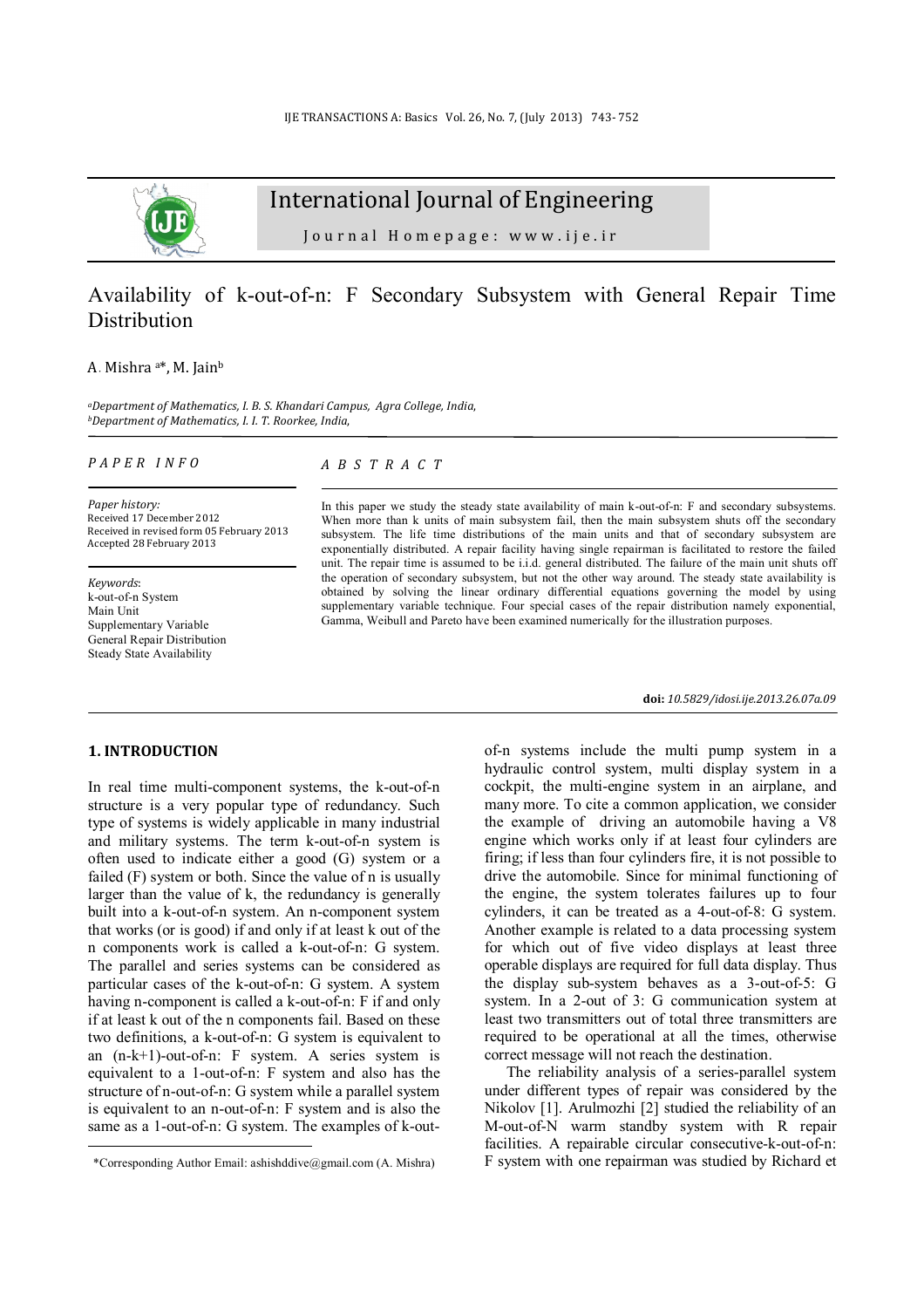International Journal of Engineering

Journal Homepage: www.ije.ir

# Availability of k-out-of-n: F Secondary Subsystem with General Repair Time Distribution

A. Mishra [a]*, M. Jain [b]

[a] Department of Mathematics, I. B. S. Khandari Campus, Agra College, India,
[b] Department of Mathematics, I. I. T. Roorkee, India,

**PAPER INFO**

*Paper history:*
Received 17 December 2012
Received in revised form 05 February 2013
Accepted 28 February 2013

*Keywords*:
k-out-of-n System
Main Unit
Supplementary Variable
General Repair Distribution
Steady State Availability

**ABSTRACT**

In this paper we study the steady state availability of main k-out-of-n: F and secondary subsystems. When more than k units of main subsystem fail, then the main subsystem shuts off the secondary subsystem. The life time distributions of the main units and that of secondary subsystem are exponentially distributed. A repair facility having single repairman is facilitated to restore the failed unit. The repair time is assumed to be i.i.d. general distributed. The failure of the main unit shuts off the operation of secondary subsystem, but not the other way around. The steady state availability is obtained by solving the linear ordinary differential equations governing the model by using supplementary variable technique. Four special cases of the repair distribution namely exponential, Gamma, Weibull and Pareto have been examined numerically for the illustration purposes.

**doi:** *10.5829/idosi.ije.2013.26.07a.09*

## 1. INTRODUCTION

In real time multi-component systems, the k-out-of-n structure is a very popular type of redundancy. Such type of systems is widely applicable in many industrial and military systems. The term k-out-of-n system is often used to indicate either a good (G) system or a failed (F) system or both. Since the value of n is usually larger than the value of k, the redundancy is generally built into a k-out-of-n system. An n-component system that works (or is good) if and only if at least k out of the n components work is called a k-out-of-n: G system. The parallel and series systems can be considered as particular cases of the k-out-of-n: G system. A system having n-component is called a k-out-of-n: F if and only if at least k out of the n components fail. Based on these two definitions, a k-out-of-n: G system is equivalent to an (n-k+1)-out-of-n: F system. A series system is equivalent to a 1-out-of-n: F system and also has the structure of n-out-of-n: G system while a parallel system is equivalent to an n-out-of-n: F system and is also the same as a 1-out-of-n: G system. The examples of k-out-of-n systems include the multi pump system in a hydraulic control system, multi display system in a cockpit, the multi-engine system in an airplane, and many more. To cite a common application, we consider the example of driving an automobile having a V8 engine which works only if at least four cylinders are firing; if less than four cylinders fire, it is not possible to drive the automobile. Since for minimal functioning of the engine, the system tolerates failures up to four cylinders, it can be treated as a 4-out-of-8: G system. Another example is related to a data processing system for which out of five video displays at least three operable displays are required for full data display. Thus the display sub-system behaves as a 3-out-of-5: G system. In a 2-out of 3: G communication system at least two transmitters out of total three transmitters are required to be operational at all the times, otherwise correct message will not reach the destination.

The reliability analysis of a series-parallel system under different types of repair was considered by the Nikolov [1]. Arulmozhi [2] studied the reliability of an M-out-of-N warm standby system with R repair facilities. A repairable circular consecutive-k-out-of-n: F system with one repairman was studied by Richard et

*Corresponding Author Email: ashishddive@gmail.com (A. Mishra)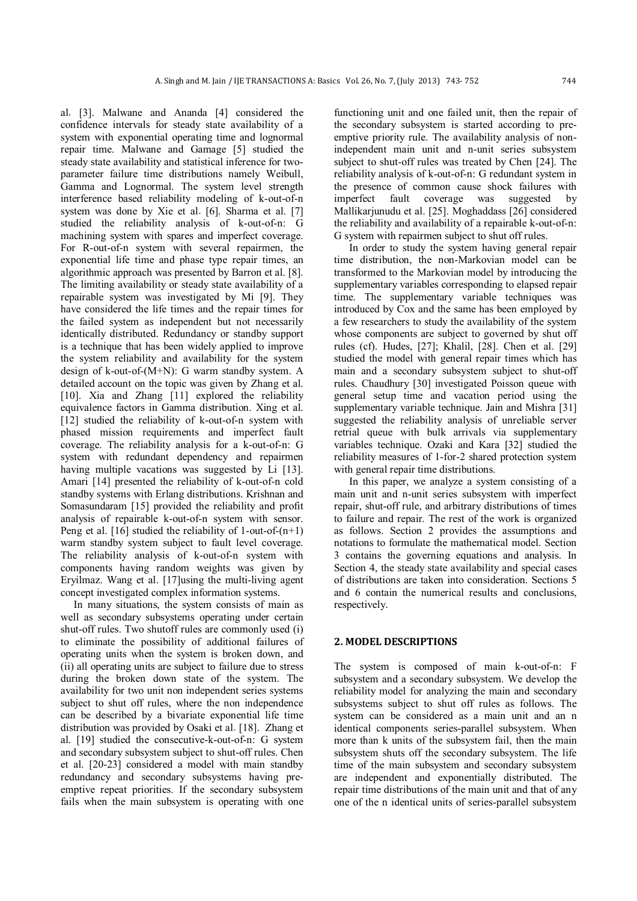al. [3]. Malwane and Ananda [4] considered the confidence intervals for steady state availability of a system with exponential operating time and lognormal repair time. Malwane and Gamage [5] studied the steady state availability and statistical inference for two-parameter failure time distributions namely Weibull, Gamma and Lognormal. The system level strength interference based reliability modeling of k-out-of-n system was done by Xie et al. [6]. Sharma et al. [7] studied the reliability analysis of k-out-of-n: G machining system with spares and imperfect coverage. For R-out-of-n system with several repairmen, the exponential life time and phase type repair times, an algorithmic approach was presented by Barron et al. [8]. The limiting availability or steady state availability of a repairable system was investigated by Mi [9]. They have considered the life times and the repair times for the failed system as independent but not necessarily identically distributed. Redundancy or standby support is a technique that has been widely applied to improve the system reliability and availability for the system design of k-out-of-(M+N): G warm standby system. A detailed account on the topic was given by Zhang et al. [10]. Xia and Zhang [11] explored the reliability equivalence factors in Gamma distribution. Xing et al. [12] studied the reliability of k-out-of-n system with phased mission requirements and imperfect fault coverage. The reliability analysis for a k-out-of-n: G system with redundant dependency and repairmen having multiple vacations was suggested by Li [13]. Amari [14] presented the reliability of k-out-of-n cold standby systems with Erlang distributions. Krishnan and Somasundaram [15] provided the reliability and profit analysis of repairable k-out-of-n system with sensor. Peng et al. [16] studied the reliability of 1-out-of-(n+1) warm standby system subject to fault level coverage. The reliability analysis of k-out-of-n system with components having random weights was given by Eryilmaz. Wang et al. [17]using the multi-living agent concept investigated complex information systems.

In many situations, the system consists of main as well as secondary subsystems operating under certain shut-off rules. Two shutoff rules are commonly used (i) to eliminate the possibility of additional failures of operating units when the system is broken down, and (ii) all operating units are subject to failure due to stress during the broken down state of the system. The availability for two unit non independent series systems subject to shut off rules, where the non independence can be described by a bivariate exponential life time distribution was provided by Osaki et al. [18]. Zhang et al. [19] studied the consecutive-k-out-of-n: G system and secondary subsystem subject to shut-off rules. Chen et al. [20-23] considered a model with main standby redundancy and secondary subsystems having pre-emptive repeat priorities. If the secondary subsystem fails when the main subsystem is operating with one functioning unit and one failed unit, then the repair of the secondary subsystem is started according to pre-emptive priority rule. The availability analysis of non-independent main unit and n-unit series subsystem subject to shut-off rules was treated by Chen [24]. The reliability analysis of k-out-of-n: G redundant system in the presence of common cause shock failures with imperfect fault coverage was suggested by Mallikarjunudu et al. [25]. Moghaddass [26] considered the reliability and availability of a repairable k-out-of-n: G system with repairmen subject to shut off rules.

In order to study the system having general repair time distribution, the non-Markovian model can be transformed to the Markovian model by introducing the supplementary variables corresponding to elapsed repair time. The supplementary variable techniques was introduced by Cox and the same has been employed by a few researchers to study the availability of the system whose components are subject to governed by shut off rules (cf). Hudes, [27]; Khalil, [28]. Chen et al. [29] studied the model with general repair times which has main and a secondary subsystem subject to shut-off rules. Chaudhury [30] investigated Poisson queue with general setup time and vacation period using the supplementary variable technique. Jain and Mishra [31] suggested the reliability analysis of unreliable server retrial queue with bulk arrivals via supplementary variables technique. Ozaki and Kara [32] studied the reliability measures of 1-for-2 shared protection system with general repair time distributions.

In this paper, we analyze a system consisting of a main unit and n-unit series subsystem with imperfect repair, shut-off rule, and arbitrary distributions of times to failure and repair. The rest of the work is organized as follows. Section 2 provides the assumptions and notations to formulate the mathematical model. Section 3 contains the governing equations and analysis. In Section 4, the steady state availability and special cases of distributions are taken into consideration. Sections 5 and 6 contain the numerical results and conclusions, respectively.

## 2. MODEL DESCRIPTIONS

The system is composed of main k-out-of-n: F subsystem and a secondary subsystem. We develop the reliability model for analyzing the main and secondary subsystems subject to shut off rules as follows. The system can be considered as a main unit and an n identical components series-parallel subsystem. When more than k units of the subsystem fail, then the main subsystem shuts off the secondary subsystem. The life time of the main subsystem and secondary subsystem are independent and exponentially distributed. The repair time distributions of the main unit and that of any one of the n identical units of series-parallel subsystem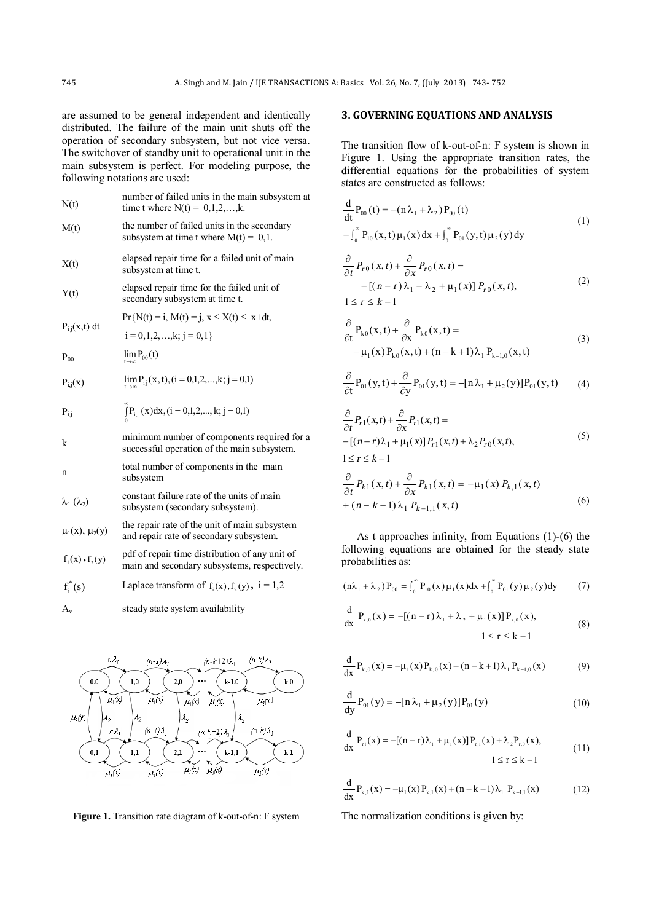are assumed to be general independent and identically distributed. The failure of the main unit shuts off the operation of secondary subsystem, but not vice versa. The switchover of standby unit to operational unit in the main subsystem is perfect. For modeling purpose, the following notations are used:

| | |
|---|---|
| $N(t)$ | number of failed units in the main subsystem at time t where $N(t) = 0,1,2,\ldots,k$. |
| $M(t)$ | the number of failed units in the secondary subsystem at time t where $M(t) = 0,1$. |
| $X(t)$ | elapsed repair time for a failed unit of main subsystem at time t. |
| $Y(t)$ | elapsed repair time for the failed unit of secondary subsystem at time t. |
| $P_{ij}(x,t)\,dt$ | $\Pr\{N(t) = i, M(t) = j, x \le X(t) \le x+dt,$ $i = 0,1,2,\ldots,k; j = 0,1\}$ |
| $P_{00}$ | $\lim_{t\to\infty} P_{00}(t)$ |
| $P_{i,j}(x)$ | $\lim_{t\to\infty} P_{ij}(x,t), (i = 0,1,2,\ldots,k; j = 0,1)$ |
| $P_{i,j}$ | $\int_0^\infty P_{i,j}(x)dx, (i = 0,1,2,\ldots,k; j = 0,1)$ |
| k | minimum number of components required for a successful operation of the main subsystem. |
| n | total number of components in the main subsystem |
| $\lambda_1$ ($\lambda_2$) | constant failure rate of the units of main subsystem (secondary subsystem). |
| $\mu_1(x)$, $\mu_2(y)$ | the repair rate of the unit of main subsystem and repair rate of secondary subsystem. |
| $f_1(x)$, $f_2(y)$ | pdf of repair time distribution of any unit of main and secondary subsystems, respectively. |
| $f_i^*(s)$ | Laplace transform of $f_1(x), f_2(y)$, $i = 1,2$ |
| $A_v$ | steady state system availability |

**Figure 1.** Transition rate diagram of k-out-of-n: F system

## 3. GOVERNING EQUATIONS AND ANALYSIS

The transition flow of k-out-of-n: F system is shown in Figure 1. Using the appropriate transition rates, the differential equations for the probabilities of system states are constructed as follows:

$$\frac{d}{dt}P_{00}(t) = -(n\lambda_1 + \lambda_2)P_{00}(t) + \int_0^\infty P_{10}(x,t)\mu_1(x)dx + \int_0^\infty P_{01}(y,t)\mu_2(y)dy \tag{1}$$

$$\frac{\partial}{\partial t}P_{r0}(x,t) + \frac{\partial}{\partial x}P_{r0}(x,t) = -[(n-r)\lambda_1 + \lambda_2 + \mu_1(x)]P_{r0}(x,t), \quad 1 \le r \le k-1 \tag{2}$$

$$\frac{\partial}{\partial t}P_{k0}(x,t) + \frac{\partial}{\partial x}P_{k0}(x,t) = -\mu_1(x)P_{k0}(x,t) + (n-k+1)\lambda_1 P_{k-1,0}(x,t) \tag{3}$$

$$\frac{\partial}{\partial t}P_{01}(y,t) + \frac{\partial}{\partial y}P_{01}(y,t) = -[n\lambda_1 + \mu_2(y)]P_{01}(y,t) \tag{4}$$

$$\frac{\partial}{\partial t}P_{r1}(x,t) + \frac{\partial}{\partial x}P_{r1}(x,t) = -[(n-r)\lambda_1 + \mu_1(x)]P_{r1}(x,t) + \lambda_2 P_{r0}(x,t), \quad 1 \le r \le k-1 \tag{5}$$

$$\frac{\partial}{\partial t}P_{k1}(x,t) + \frac{\partial}{\partial x}P_{k1}(x,t) = -\mu_1(x)P_{k,1}(x,t) + (n-k+1)\lambda_1 P_{k-1,1}(x,t) \tag{6}$$

As t approaches infinity, from Equations (1)-(6) the following equations are obtained for the steady state probabilities as:

$$(n\lambda_1 + \lambda_2)P_{00} = \int_0^\infty P_{10}(x)\mu_1(x)dx + \int_0^\infty P_{01}(y)\mu_2(y)dy \tag{7}$$

$$\frac{d}{dx}P_{r,0}(x) = -[(n-r)\lambda_1 + \lambda_2 + \mu_1(x)]P_{r,0}(x), \quad 1 \le r \le k-1 \tag{8}$$

$$\frac{d}{dx}P_{k,0}(x) = -\mu_1(x)P_{k,0}(x) + (n-k+1)\lambda_1 P_{k-1,0}(x) \tag{9}$$

$$\frac{d}{dy}P_{01}(y) = -[n\lambda_1 + \mu_2(y)]P_{01}(y) \tag{10}$$

$$\frac{d}{dx}P_{r,1}(x) = -[(n-r)\lambda_1 + \mu_1(x)]P_{r,1}(x) + \lambda_2 P_{r,0}(x), \quad 1 \le r \le k-1 \tag{11}$$

$$\frac{d}{dx}P_{k,1}(x) = -\mu_1(x)P_{k,1}(x) + (n-k+1)\lambda_1 P_{k-1,1}(x) \tag{12}$$

The normalization conditions is given by: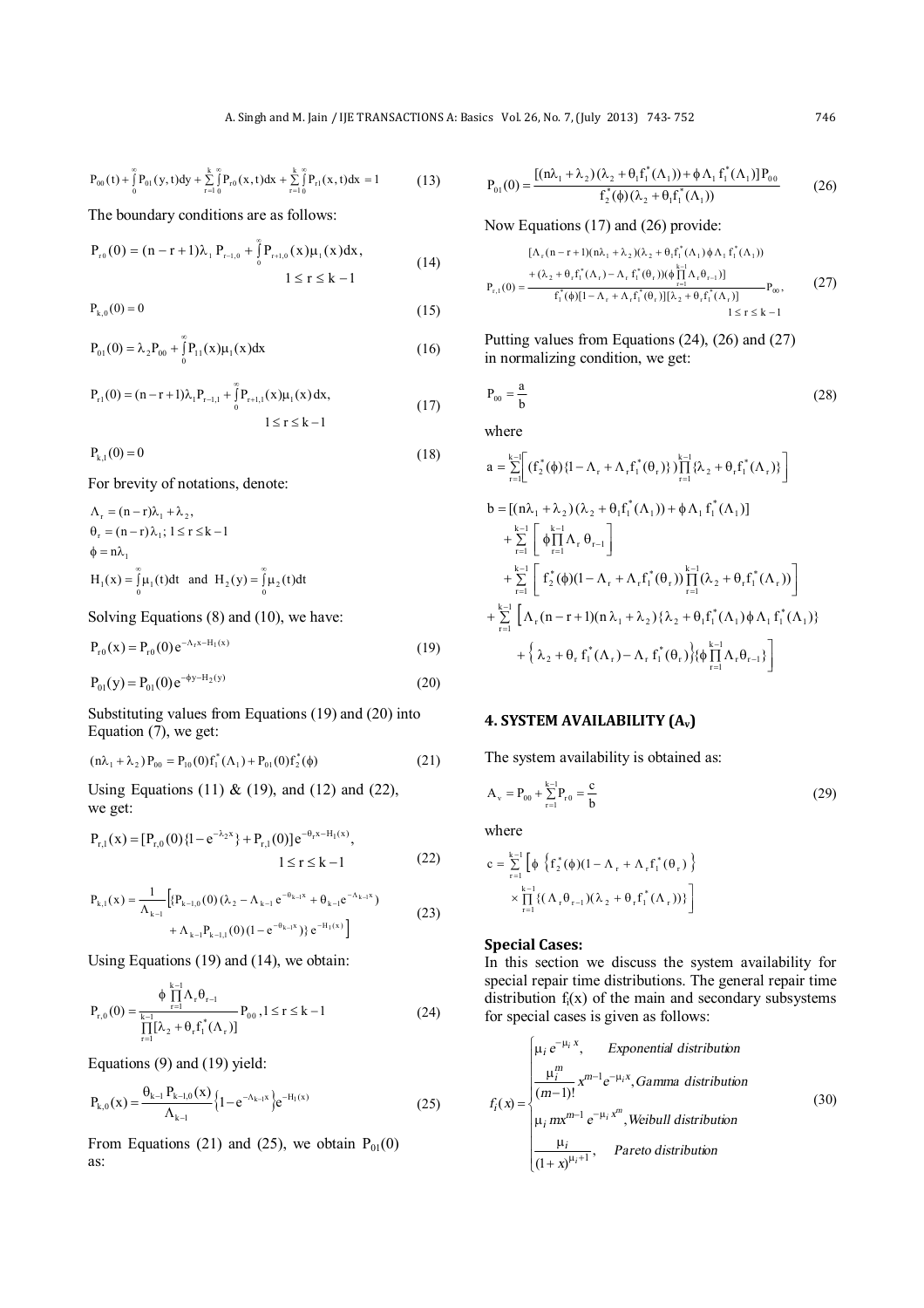$$P_{00}(t)+\int_0^\infty P_{01}(y,t)dy+\sum_{r=1}^{k}\int_0^\infty P_{r0}(x,t)dx+\sum_{r=1}^{k}\int_0^\infty P_{r1}(x,t)dx=1 \tag{13}$$

The boundary conditions are as follows:

$$P_{r0}(0)=(n-r+1)\lambda_1 P_{r-1,0}+\int_0^\infty P_{r+1,0}(x)\mu_1(x)dx, \quad 1\le r\le k-1 \tag{14}$$

$$P_{k,0}(0)=0 \tag{15}$$

$$P_{01}(0)=\lambda_2 P_{00}+\int_0^\infty P_{11}(x)\mu_1(x)dx \tag{16}$$

$$P_{r1}(0)=(n-r+1)\lambda_1 P_{r-1,1}+\int_0^\infty P_{r+1,1}(x)\mu_1(x)dx, \quad 1\le r\le k-1 \tag{17}$$

$$P_{k,1}(0)=0 \tag{18}$$

For brevity of notations, denote:

$\Lambda_r=(n-r)\lambda_1+\lambda_2,$

$\theta_r=(n-r)\lambda_1;\ 1\le r\le k-1$

$\phi=n\lambda_1$

$H_1(x)=\int_0^\infty \mu_1(t)dt$ and $H_2(y)=\int_0^\infty \mu_2(t)dt$

Solving Equations (8) and (10), we have:

$$P_{r0}(x)=P_{r0}(0)e^{-\Lambda_r x-H_1(x)} \tag{19}$$

$$P_{01}(y)=P_{01}(0)e^{-\phi y-H_2(y)} \tag{20}$$

Substituting values from Equations (19) and (20) into Equation (7), we get:

$$(n\lambda_1+\lambda_2)P_{00}=P_{10}(0)f_1^*(\Lambda_1)+P_{01}(0)f_2^*(\phi) \tag{21}$$

Using Equations (11) & (19), and (12) and (22), we get:

$$P_{r,1}(x)=[P_{r,0}(0)\{1-e^{-\lambda_2 x}\}+P_{r,1}(0)]e^{-\theta_r x-H_1(x)}, \quad 1\le r\le k-1 \tag{22}$$

$$P_{k,1}(x)=\frac{1}{\Lambda_{k-1}}\Big[\{P_{k-1,0}(0)(\lambda_2-\Lambda_{k-1}e^{-\theta_{k-1}x}+\theta_{k-1}e^{-\Lambda_{k-1}x})+\Lambda_{k-1}P_{k-1,1}(0)(1-e^{-\theta_{k-1}x})\}e^{-H_1(x)}\Big] \tag{23}$$

Using Equations (19) and (14), we obtain:

$$P_{r,0}(0)=\frac{\phi\prod_{r=1}^{k-1}\Lambda_r\theta_{r-1}}{\prod_{r=1}^{k-1}[\lambda_2+\theta_r f_1^*(\Lambda_r)]}P_{00}, \quad 1\le r\le k-1 \tag{24}$$

Equations (9) and (19) yield:

$$P_{k,0}(x)=\frac{\theta_{k-1}P_{k-1,0}(x)}{\Lambda_{k-1}}\left\{1-e^{-\Lambda_{k-1}x}\right\}e^{-H_1(x)} \tag{25}$$

From Equations (21) and (25), we obtain $P_{01}(0)$ as:

$$P_{01}(0)=\frac{[(n\lambda_1+\lambda_2)(\lambda_2+\theta_1 f_1^*(\Lambda_1))+\phi\Lambda_1 f_1^*(\Lambda_1)]P_{00}}{f_2^*(\phi)(\lambda_2+\theta_1 f_1^*(\Lambda_1))} \tag{26}$$

Now Equations (17) and (26) provide:

$$P_{r,1}(0)=\frac{\begin{aligned}&[\Lambda_r(n-r+1)(n\lambda_1+\lambda_2)(\lambda_2+\theta_1 f_1^*(\Lambda_1))\phi\Lambda_1 f_1^*(\Lambda_1))\\&+(\lambda_2+\theta_r f_1^*(\Lambda_r)-\Lambda_r f_1^*(\theta_r))(\phi\prod_{r=1}^{k-1}\Lambda_r\theta_{r-1})]\end{aligned}}{f_1^*(\phi)[1-\Lambda_r+\Lambda_r f_1^*(\theta_r)][\lambda_2+\theta_1 f_1^*(\Lambda_r)]}P_{00}, \quad 1\le r\le k-1 \tag{27}$$

Putting values from Equations (24), (26) and (27) in normalizing condition, we get:

$$P_{00}=\frac{a}{b} \tag{28}$$

where

$$a=\sum_{r=1}^{k-1}\left[(f_2^*(\phi)\{1-\Lambda_r+\Lambda_r f_1^*(\theta_r)\})\prod_{r=1}^{k-1}\{\lambda_2+\theta_r f_1^*(\Lambda_r)\}\right]$$

$$\begin{aligned}b=&[(n\lambda_1+\lambda_2)(\lambda_2+\theta_1 f_1^*(\Lambda_1))+\phi\Lambda_1 f_1^*(\Lambda_1)]\\&+\sum_{r=1}^{k-1}\left[\phi\prod_{r=1}^{k-1}\Lambda_r\theta_{r-1}\right]\\&+\sum_{r=1}^{k-1}\left[f_2^*(\phi)(1-\Lambda_r+\Lambda_r f_1^*(\theta_r))\prod_{r=1}^{k-1}(\lambda_2+\theta_r f_1^*(\Lambda_r))\right]\\&+\sum_{r=1}^{k-1}\Big[\Lambda_r(n-r+1)(n\lambda_1+\lambda_2)\{\lambda_2+\theta_1 f_1^*(\Lambda_1)\phi\Lambda_1 f_1^*(\Lambda_1)\}\\&+\left\{\lambda_2+\theta_r f_1^*(\Lambda_r)-\Lambda_r f_1^*(\theta_r)\right\}\{\phi\prod_{r=1}^{k-1}\Lambda_r\theta_{r-1}\}\Big]\end{aligned}$$

## 4. SYSTEM AVAILABILITY ($A_v$)

The system availability is obtained as:

$$A_v=P_{00}+\sum_{r=1}^{k-1}P_{r0}=\frac{c}{b} \tag{29}$$

where

$$c=\sum_{r=1}^{k-1}\Big[\phi\left\{f_2^*(\phi)(1-\Lambda_r+\Lambda_r f_1^*(\theta_r)\right\}\times\prod_{r=1}^{k-1}\{(\Lambda_r\theta_{r-1})(\lambda_2+\theta_r f_1^*(\Lambda_r))\}\Big]$$

### Special Cases:

In this section we discuss the system availability for special repair time distributions. The general repair time distribution $f_i(x)$ of the main and secondary subsystems for special cases is given as follows:

$$f_i(x)=\begin{cases}\mu_i e^{-\mu_i x}, & \textit{Exponential distribution}\\ \dfrac{\mu_i^m}{(m-1)!}x^{m-1}e^{-\mu_i x}, & \textit{Gamma distribution}\\ \mu_i m x^{m-1}e^{-\mu_i x^m}, & \textit{Weibull distribution}\\ \dfrac{\mu_i}{(1+x)^{\mu_i+1}}, & \textit{Pareto distribution}\end{cases} \tag{30}$$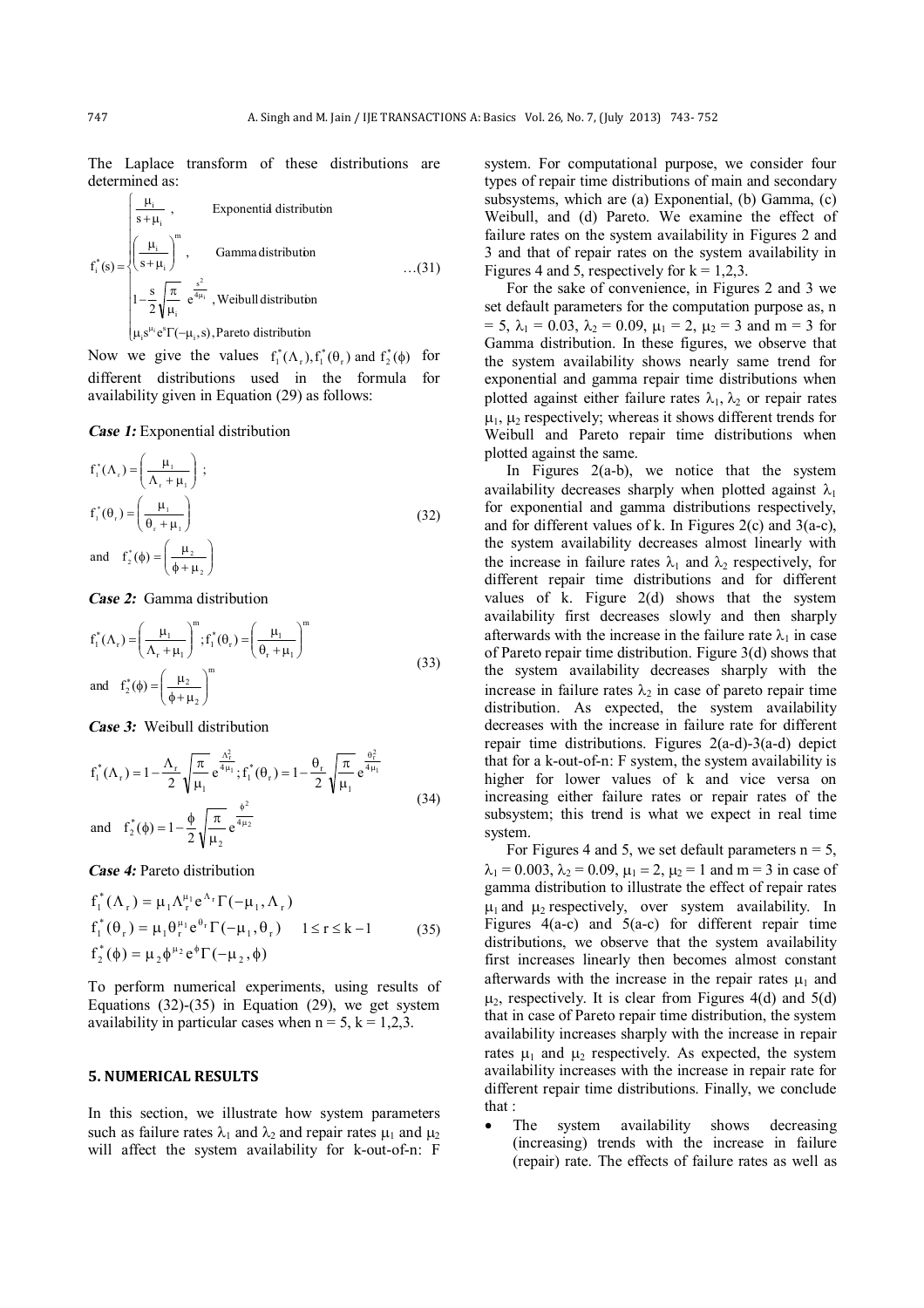The Laplace transform of these distributions are determined as:

$$f_i^*(s)=\begin{cases}\dfrac{\mu_i}{s+\mu_i}\,, & \text{Exponential distribution}\\[2ex] \left(\dfrac{\mu_i}{s+\mu_i}\right)^m, & \text{Gamma distribution}\\[2ex] 1-\dfrac{s}{2}\sqrt{\dfrac{\pi}{\mu_i}}\;e^{\frac{s^2}{4\mu_i}}\,, & \text{Weibull distribution}\\[2ex] \mu_i s^{\mu_i} e^{s}\Gamma(-\mu_i, s)\,, & \text{Pareto distribution}\end{cases} \qquad \ldots(31)$$

Now we give the values $f_1^*(\Lambda_r), f_1^*(\theta_r)$ and $f_2^*(\phi)$ for different distributions used in the formula for availability given in Equation (29) as follows:

***Case 1:*** Exponential distribution

$$f_1^*(\Lambda_r)=\left(\frac{\mu_1}{\Lambda_r+\mu_1}\right);$$
$$f_1^*(\theta_r)=\left(\frac{\mu_1}{\theta_r+\mu_1}\right) \qquad (32)$$
$$\text{and} \quad f_2^*(\phi)=\left(\frac{\mu_2}{\phi+\mu_2}\right)$$

***Case 2:*** Gamma distribution

$$f_1^*(\Lambda_r)=\left(\frac{\mu_1}{\Lambda_r+\mu_1}\right)^m; f_1^*(\theta_r)=\left(\frac{\mu_1}{\theta_r+\mu_1}\right)^m \qquad (33)$$
$$\text{and} \quad f_2^*(\phi)=\left(\frac{\mu_2}{\phi+\mu_2}\right)^m$$

***Case 3:*** Weibull distribution

$$f_1^*(\Lambda_r)=1-\frac{\Lambda_r}{2}\sqrt{\frac{\pi}{\mu_1}}\,e^{\frac{\Lambda_r^2}{4\mu_1}}; f_1^*(\theta_r)=1-\frac{\theta_r}{2}\sqrt{\frac{\pi}{\mu_1}}\,e^{\frac{\theta_r^2}{4\mu_1}} \qquad (34)$$
$$\text{and} \quad f_2^*(\phi)=1-\frac{\phi}{2}\sqrt{\frac{\pi}{\mu_2}}\,e^{\frac{\phi^2}{4\mu_2}}$$

***Case 4:*** Pareto distribution

$$f_1^*(\Lambda_r)=\mu_1\Lambda_r^{\mu_1}e^{\Lambda_r}\Gamma(-\mu_1,\Lambda_r)$$
$$f_1^*(\theta_r)=\mu_1\theta_r^{\mu_1}e^{\theta_r}\Gamma(-\mu_1,\theta_r) \qquad 1\le r\le k-1 \qquad (35)$$
$$f_2^*(\phi)=\mu_2\phi^{\mu_2}e^{\phi}\Gamma(-\mu_2,\phi)$$

To perform numerical experiments, using results of Equations (32)-(35) in Equation (29), we get system availability in particular cases when n = 5, k = 1,2,3.

## 5. NUMERICAL RESULTS

In this section, we illustrate how system parameters such as failure rates $\lambda_1$ and $\lambda_2$ and repair rates $\mu_1$ and $\mu_2$ will affect the system availability for k-out-of-n: F system. For computational purpose, we consider four types of repair time distributions of main and secondary subsystems, which are (a) Exponential, (b) Gamma, (c) Weibull, and (d) Pareto. We examine the effect of failure rates on the system availability in Figures 2 and 3 and that of repair rates on the system availability in Figures 4 and 5, respectively for k = 1,2,3.

For the sake of convenience, in Figures 2 and 3 we set default parameters for the computation purpose as, n = 5, $\lambda_1$ = 0.03, $\lambda_2$ = 0.09, $\mu_1$ = 2, $\mu_2$ = 3 and m = 3 for Gamma distribution. In these figures, we observe that the system availability shows nearly same trend for exponential and gamma repair time distributions when plotted against either failure rates $\lambda_1$, $\lambda_2$ or repair rates $\mu_1$, $\mu_2$ respectively; whereas it shows different trends for Weibull and Pareto repair time distributions when plotted against the same.

In Figures 2(a-b), we notice that the system availability decreases sharply when plotted against $\lambda_1$ for exponential and gamma distributions respectively, and for different values of k. In Figures 2(c) and 3(a-c), the system availability decreases almost linearly with the increase in failure rates $\lambda_1$ and $\lambda_2$ respectively, for different repair time distributions and for different values of k. Figure 2(d) shows that the system availability first decreases slowly and then sharply afterwards with the increase in the failure rate $\lambda_1$ in case of Pareto repair time distribution. Figure 3(d) shows that the system availability decreases sharply with the increase in failure rates $\lambda_2$ in case of pareto repair time distribution. As expected, the system availability decreases with the increase in failure rate for different repair time distributions. Figures 2(a-d)-3(a-d) depict that for a k-out-of-n: F system, the system availability is higher for lower values of k and vice versa on increasing either failure rates or repair rates of the subsystem; this trend is what we expect in real time system.

For Figures 4 and 5, we set default parameters n = 5, $\lambda_1$ = 0.003, $\lambda_2$ = 0.09, $\mu_1$ = 2, $\mu_2$ = 1 and m = 3 in case of gamma distribution to illustrate the effect of repair rates $\mu_1$ and $\mu_2$ respectively, over system availability. In Figures 4(a-c) and 5(a-c) for different repair time distributions, we observe that the system availability first increases linearly then becomes almost constant afterwards with the increase in the repair rates $\mu_1$ and $\mu_2$, respectively. It is clear from Figures 4(d) and 5(d) that in case of Pareto repair time distribution, the system availability increases sharply with the increase in repair rates $\mu_1$ and $\mu_2$ respectively. As expected, the system availability increases with the increase in repair rate for different repair time distributions. Finally, we conclude that :

- The system availability shows decreasing (increasing) trends with the increase in failure (repair) rate. The effects of failure rates as well as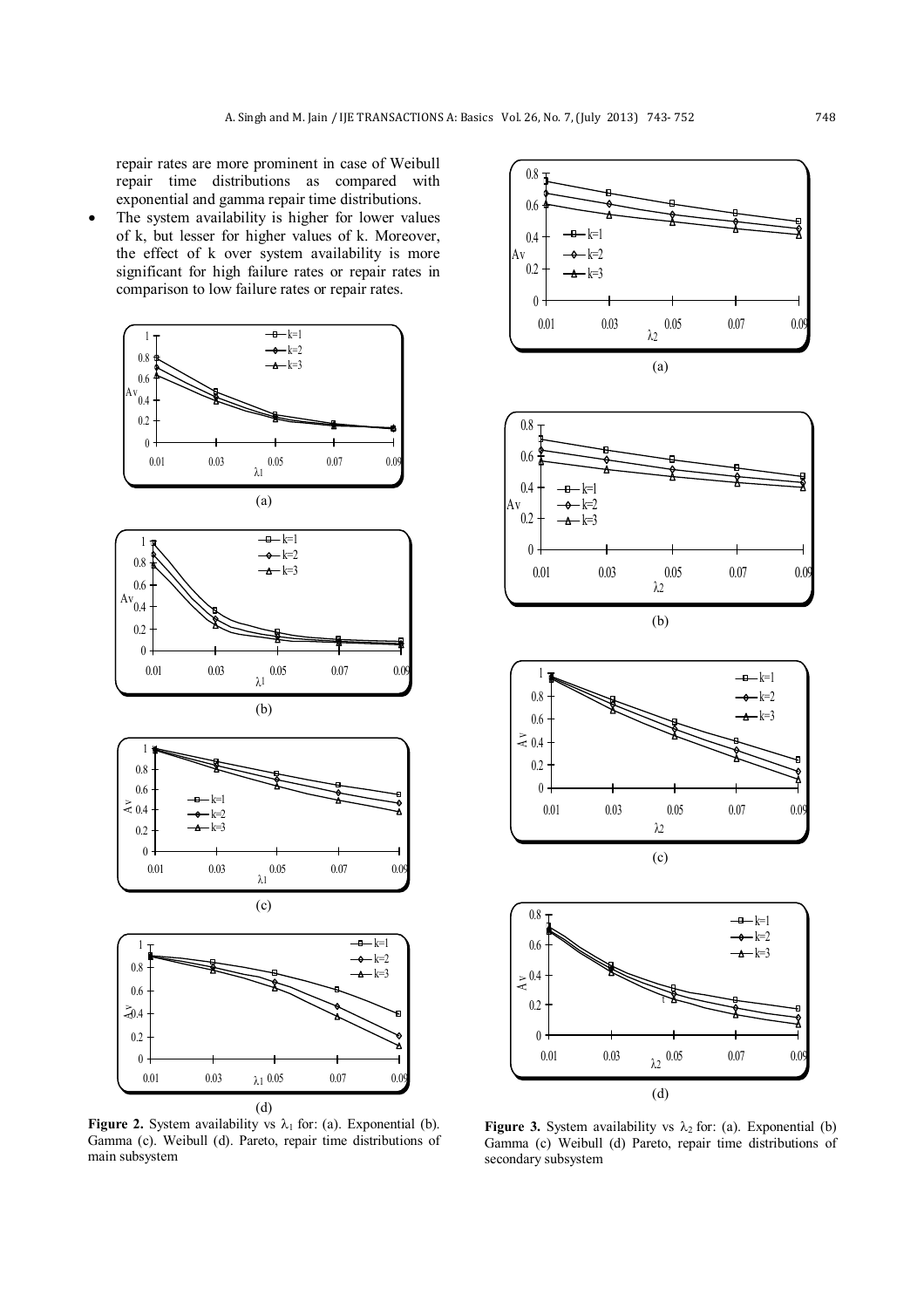repair rates are more prominent in case of Weibull repair time distributions as compared with exponential and gamma repair time distributions.

- The system availability is higher for lower values of k, but lesser for higher values of k. Moreover, the effect of k over system availability is more significant for high failure rates or repair rates in comparison to low failure rates or repair rates.

(a)

(b)

(c)

(d)

**Figure 2.** System availability vs $\lambda_1$ for: (a). Exponential (b). Gamma (c). Weibull (d). Pareto, repair time distributions of main subsystem

(a)

(b)

(c)

(d)

**Figure 3.** System availability vs $\lambda_2$ for: (a). Exponential (b) Gamma (c) Weibull (d) Pareto, repair time distributions of secondary subsystem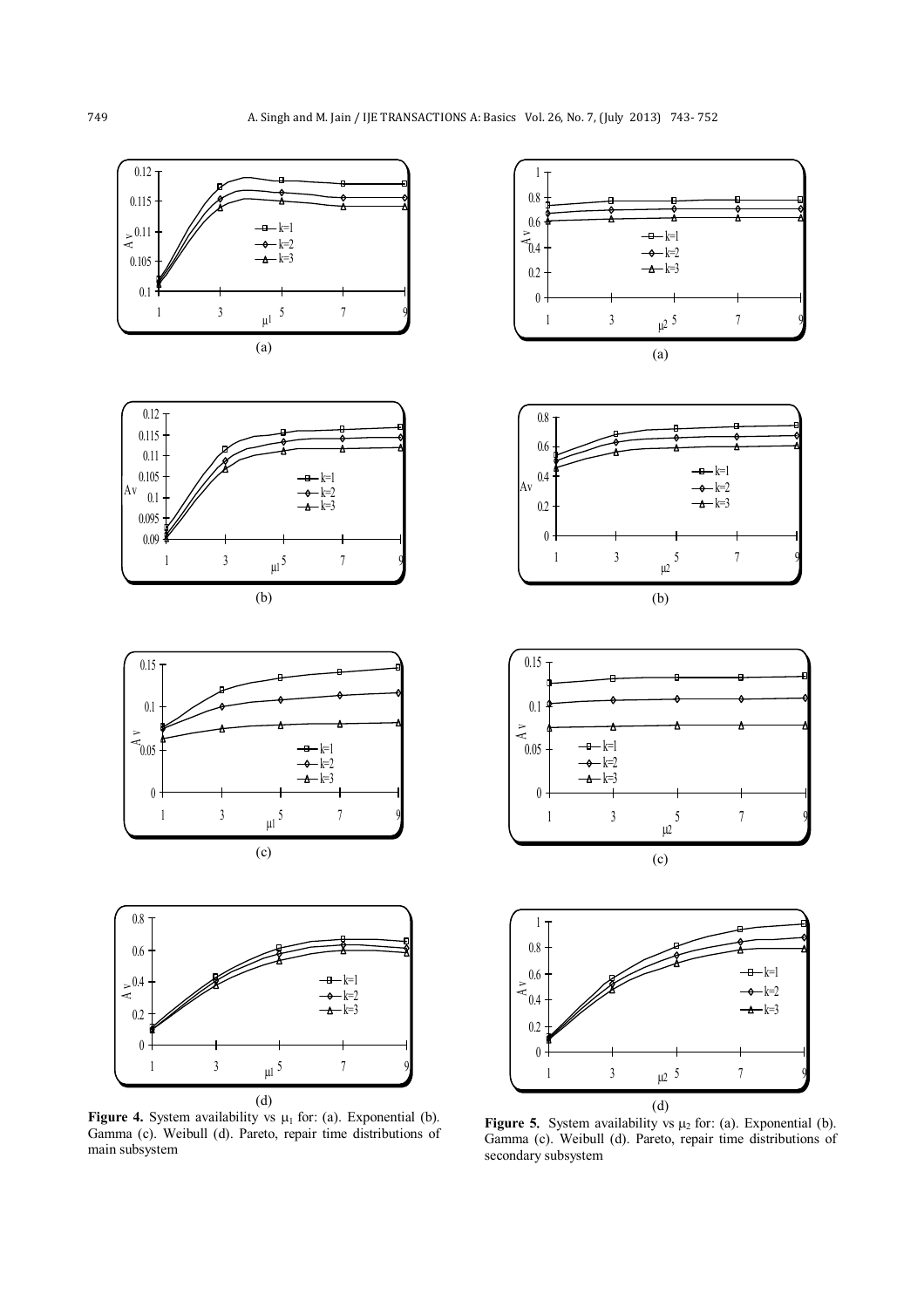**Figure 4.** System availability vs $\mu_1$ for: (a). Exponential (b). Gamma (c). Weibull (d). Pareto, repair time distributions of main subsystem

**Figure 5.** System availability vs $\mu_2$ for: (a). Exponential (b). Gamma (c). Weibull (d). Pareto, repair time distributions of secondary subsystem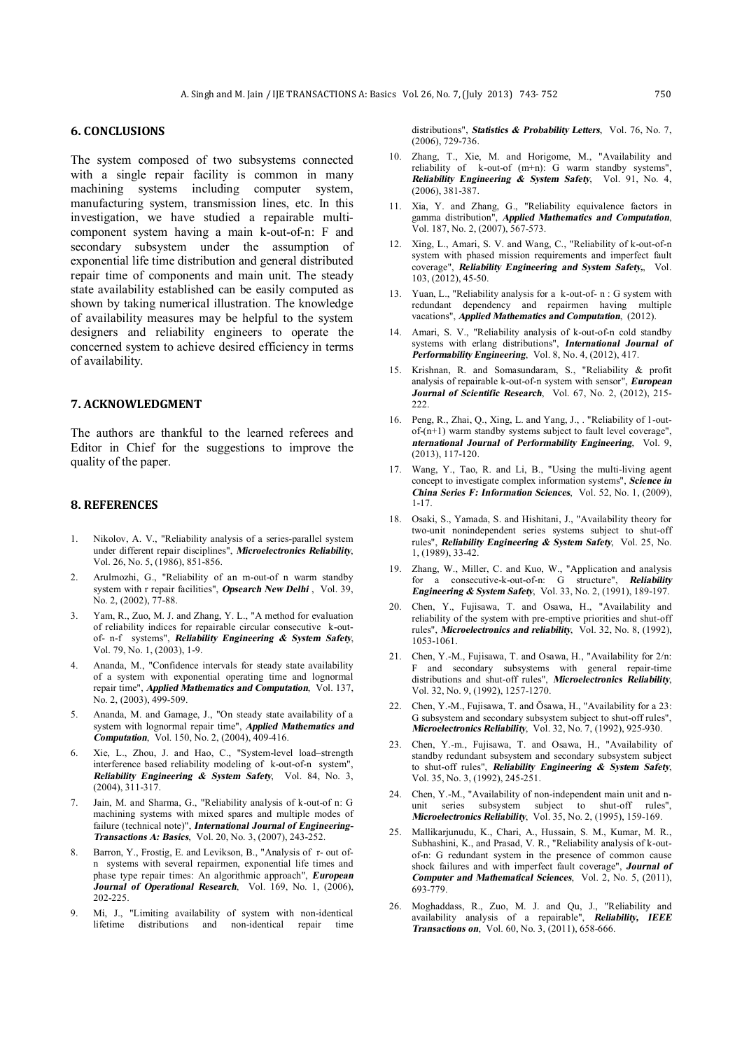## 6. CONCLUSIONS

The system composed of two subsystems connected with a single repair facility is common in many machining systems including computer system, manufacturing system, transmission lines, etc. In this investigation, we have studied a repairable multi-component system having a main k-out-of-n: F and secondary subsystem under the assumption of exponential life time distribution and general distributed repair time of components and main unit. The steady state availability established can be easily computed as shown by taking numerical illustration. The knowledge of availability measures may be helpful to the system designers and reliability engineers to operate the concerned system to achieve desired efficiency in terms of availability.

## 7. ACKNOWLEDGMENT

The authors are thankful to the learned referees and Editor in Chief for the suggestions to improve the quality of the paper.

## 8. REFERENCES

1. Nikolov, A. V., "Reliability analysis of a series-parallel system under different repair disciplines", ***Microelectronics Reliability***, Vol. 26, No. 5, (1986), 851-856.
2. Arulmozhi, G., "Reliability of an m-out-of n warm standby system with r repair facilities", ***Opsearch New Delhi***, Vol. 39, No. 2, (2002), 77-88.
3. Yam, R., Zuo, M. J. and Zhang, Y. L., "A method for evaluation of reliability indices for repairable circular consecutive k-out-of- n-f systems", ***Reliability Engineering & System Safety***, Vol. 79, No. 1, (2003), 1-9.
4. Ananda, M., "Confidence intervals for steady state availability of a system with exponential operating time and lognormal repair time", ***Applied Mathematics and Computation***, Vol. 137, No. 2, (2003), 499-509.
5. Ananda, M. and Gamage, J., "On steady state availability of a system with lognormal repair time", ***Applied Mathematics and Computation***, Vol. 150, No. 2, (2004), 409-416.
6. Xie, L., Zhou, J. and Hao, C., "System-level load–strength interference based reliability modeling of k-out-of-n system", ***Reliability Engineering & System Safety***, Vol. 84, No. 3, (2004), 311-317.
7. Jain, M. and Sharma, G., "Reliability analysis of k-out-of n: G machining systems with mixed spares and multiple modes of failure (technical note)", ***International Journal of Engineering-Transactions A: Basics***, Vol. 20, No. 3, (2007), 243-252.
8. Barron, Y., Frostig, E. and Levikson, B., "Analysis of r- out of-n systems with several repairmen, exponential life times and phase type repair times: An algorithmic approach", ***European Journal of Operational Research***, Vol. 169, No. 1, (2006), 202-225.
9. Mi, J., "Limiting availability of system with non-identical lifetime distributions and non-identical repair time distributions", ***Statistics & Probability Letters***, Vol. 76, No. 7, (2006), 729-736.
10. Zhang, T., Xie, M. and Horigome, M., "Availability and reliability of k-out-of (m+n): G warm standby systems", ***Reliability Engineering & System Safety***, Vol. 91, No. 4, (2006), 381-387.
11. Xia, Y. and Zhang, G., "Reliability equivalence factors in gamma distribution", ***Applied Mathematics and Computation***, Vol. 187, No. 2, (2007), 567-573.
12. Xing, L., Amari, S. V. and Wang, C., "Reliability of k-out-of-n system with phased mission requirements and imperfect fault coverage", ***Reliability Engineering and System Safety,***, Vol. 103, (2012), 45-50.
13. Yuan, L., "Reliability analysis for a k-out-of- n : G system with redundant dependency and repairmen having multiple vacations", ***Applied Mathematics and Computation***, (2012).
14. Amari, S. V., "Reliability analysis of k-out-of-n cold standby systems with erlang distributions", ***International Journal of Performability Engineering***, Vol. 8, No. 4, (2012), 417.
15. Krishnan, R. and Somasundaram, S., "Reliability & profit analysis of repairable k-out-of-n system with sensor", ***European Journal of Scientific Research***, Vol. 67, No. 2, (2012), 215-222.
16. Peng, R., Zhai, Q., Xing, L. and Yang, J., . "Reliability of 1-out-of-(n+1) warm standby systems subject to fault level coverage", ***nternational Journal of Performability Engineering***, Vol. 9, (2013), 117-120.
17. Wang, Y., Tao, R. and Li, B., "Using the multi-living agent concept to investigate complex information systems", ***Science in China Series F: Information Sciences***, Vol. 52, No. 1, (2009), 1-17.
18. Osaki, S., Yamada, S. and Hishitani, J., "Availability theory for two-unit nonindependent series systems subject to shut-off rules", ***Reliability Engineering & System Safety***, Vol. 25, No. 1, (1989), 33-42.
19. Zhang, W., Miller, C. and Kuo, W., "Application and analysis for a consecutive-k-out-of-n: G structure", ***Reliability Engineering & System Safety***, Vol. 33, No. 2, (1991), 189-197.
20. Chen, Y., Fujisawa, T. and Osawa, H., "Availability and reliability of the system with pre-emptive priorities and shut-off rules", ***Microelectronics and reliability***, Vol. 32, No. 8, (1992), 1053-1061.
21. Chen, Y.-M., Fujisawa, T. and Osawa, H., "Availability for 2/n: F and secondary subsystems with general repair-time distributions and shut-off rules", ***Microelectronics Reliability***, Vol. 32, No. 9, (1992), 1257-1270.
22. Chen, Y.-M., Fujisawa, T. and Ōsawa, H., "Availability for a 23: G subsystem and secondary subsystem subject to shut-off rules", ***Microelectronics Reliability***, Vol. 32, No. 7, (1992), 925-930.
23. Chen, Y.-m., Fujisawa, T. and Osawa, H., "Availability of standby redundant subsystem and secondary subsystem subject to shut-off rules", ***Reliability Engineering & System Safety***, Vol. 35, No. 3, (1992), 245-251.
24. Chen, Y.-M., "Availability of non-independent main unit and n-unit series subsystem subject to shut-off rules", ***Microelectronics Reliability***, Vol. 35, No. 2, (1995), 159-169.
25. Mallikarjunudu, K., Chari, A., Hussain, S. M., Kumar, M. R., Subhashini, K., and Prasad, V. R., "Reliability analysis of k-out-of-n: G redundant system in the presence of common cause shock failures and with imperfect fault coverage", ***Journal of Computer and Mathematical Sciences***, Vol. 2, No. 5, (2011), 693-779.
26. Moghaddass, R., Zuo, M. J. and Qu, J., "Reliability and availability analysis of a repairable", ***Reliability, IEEE Transactions on***, Vol. 60, No. 3, (2011), 658-666.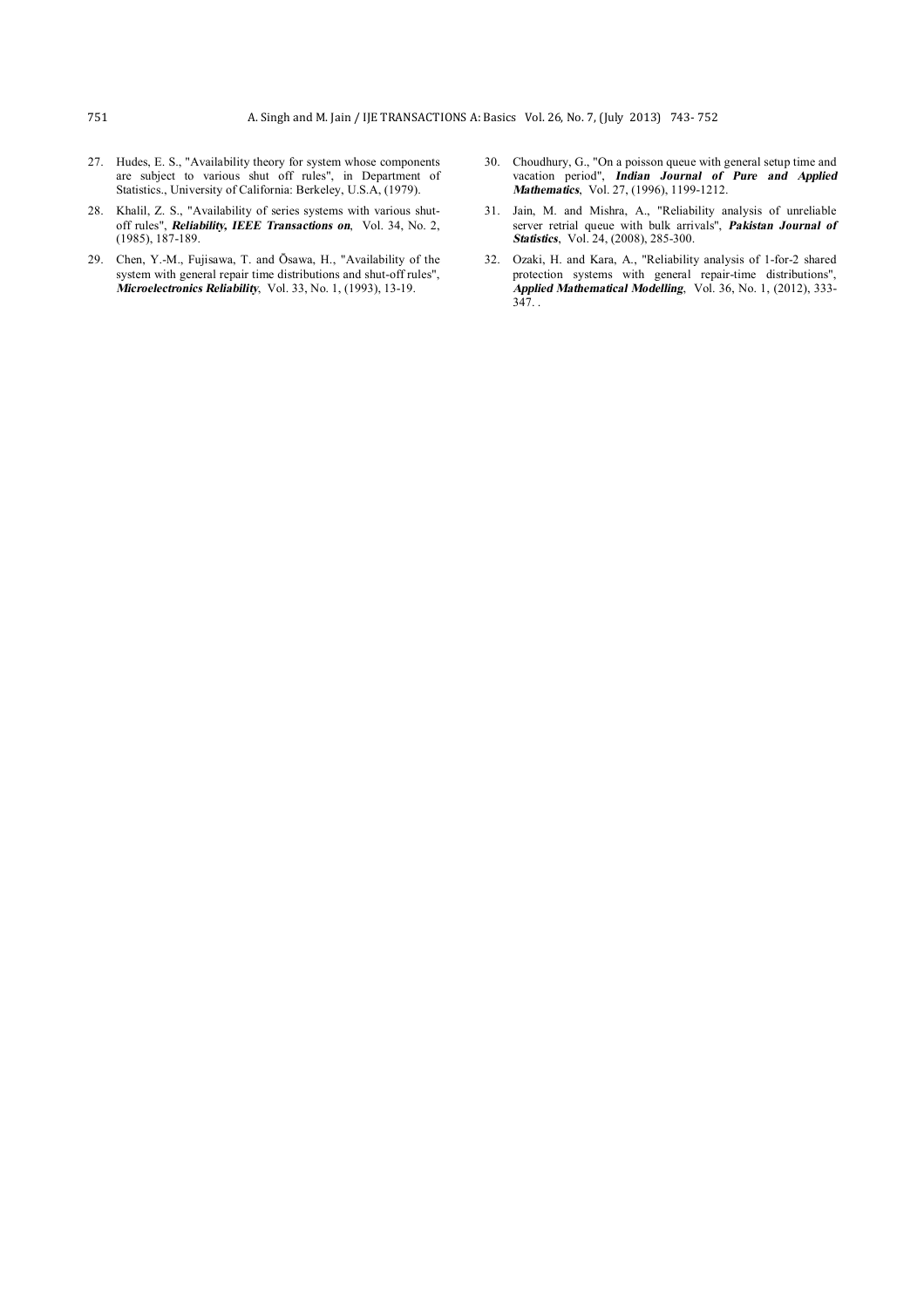27. Hudes, E. S., "Availability theory for system whose components are subject to various shut off rules", in Department of Statistics., University of California: Berkeley, U.S.A, (1979).

28. Khalil, Z. S., "Availability of series systems with various shut-off rules", ***Reliability, IEEE Transactions on***, Vol. 34, No. 2, (1985), 187-189.

29. Chen, Y.-M., Fujisawa, T. and Ōsawa, H., "Availability of the system with general repair time distributions and shut-off rules", ***Microelectronics Reliability***, Vol. 33, No. 1, (1993), 13-19.

30. Choudhury, G., "On a poisson queue with general setup time and vacation period", ***Indian Journal of Pure and Applied Mathematics***, Vol. 27, (1996), 1199-1212.

31. Jain, M. and Mishra, A., "Reliability analysis of unreliable server retrial queue with bulk arrivals", ***Pakistan Journal of Statistics***, Vol. 24, (2008), 285-300.

32. Ozaki, H. and Kara, A., "Reliability analysis of 1-for-2 shared protection systems with general repair-time distributions", ***Applied Mathematical Modelling***, Vol. 36, No. 1, (2012), 333-347. .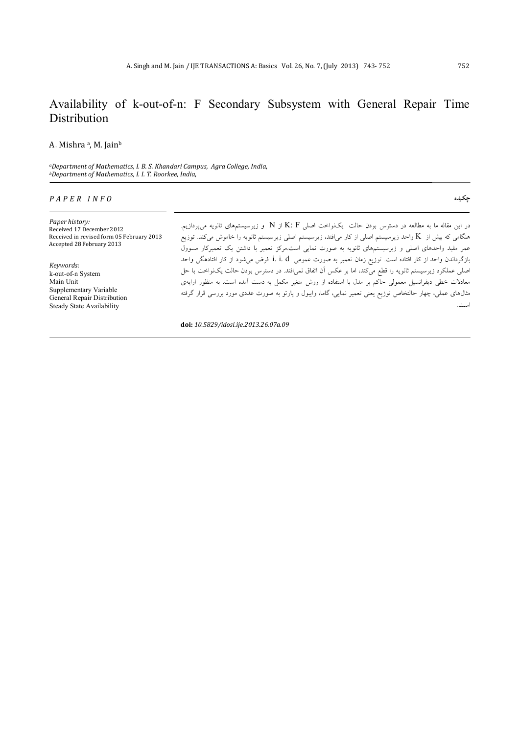# Availability of k-out-of-n: F Secondary Subsystem with General Repair Time Distribution

A. Mishra [a], M. Jain [b]

[a] *Department of Mathematics, I. B. S. Khandari Campus, Agra College, India,*
[b] *Department of Mathematics, I. I. T. Roorkee, India,*

*PAPER INFO*

*Paper history:*
Received 17 December 2012
Received in revised form 05 February 2013
Accepted 28 February 2013

*Keywords*:
k-out-of-n System
Main Unit
Supplementary Variable
General Repair Distribution
Steady State Availability

**چکیده**

در این مقاله ما به مطالعه در دسترس بودن حالت یکنواخت اصلی K: F از N و زیرسیستم‌های ثانویه می‌پردازیم. هنگامی که بیش از K واحد زیرسیستم اصلی از کار می‌افتد، زیرسیستم اصلی زیرسیستم ثانویه را خاموش می‌کند. توزیع عمر مفید واحدهای اصلی و زیرسیستم‌های ثانویه به صورت نمایی است.مرکز تعمیر با داشتن یک تعمیرکار مسوول بازگرداندن واحد از کار افتاده است. توزیع زمان تعمیر به صورت عمومی i. i. d. فرض می‌شود از کار افتادگی واحد اصلی عملکرد زیرسیستم ثانویه را قطع می‌کند، اما بر عکس آن اتفاق نمی‌افتد. در دسترس بودن حالت یکنواخت با حل معادلات خطی دیفرانسیل معمولی حاکم بر مدل با استفاده از روش متغیر مکمل به دست آمده است. به منظور ارایه‌ی مثال‌های عملی، چهار حالتخاص توزیع یعنی تعمیر نمایی، گاما، وایبول و پارتو به صورت عددی مورد بررسی قرار گرفته است.

**doi:** *10.5829/idosi.ije.2013.26.07a.09*